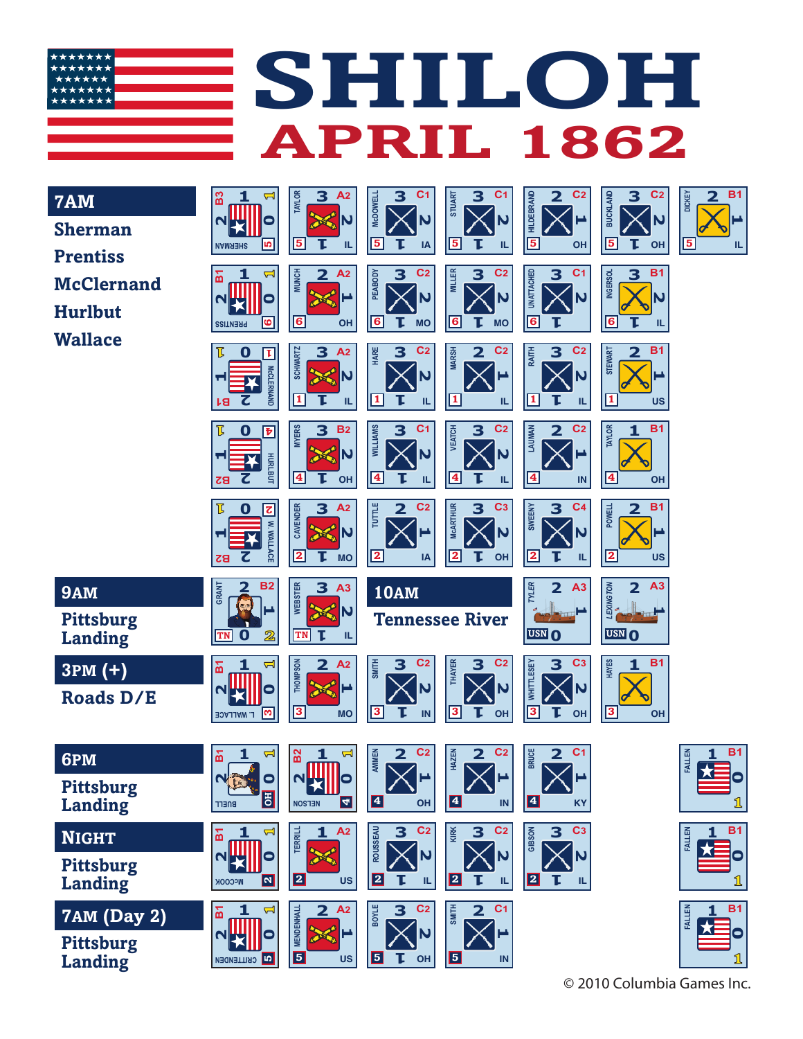# SHILOH

## APRIL 1862

| Arrival | Units |
|---|---|
| **7AM** Sherman | SHERMAN (B3, 1, 2, 0, 5); TAYLOR (3, A2, 2, 5, IL); McDOWELL (3, C1, 2, 5, IA); STUART (3, C1, 2, 5, IL); HILDEBRAND (2, C2, 1, 5, OH); BUCKLAND (3, C2, 2, 5, OH); DICKEY (2, B1, 1, 5, IL) |
| Prentiss | PRENTISS (B1, 1, 2, 0, 6); MUNCH (2, A2, 1, 6, OH); PEABODY (3, C2, 2, 6, MO); MILLER (3, C2, 2, 6, MO); UNATTACHED (3, C1, 2, 6); INGERSOL (3, B1, 2, 6, IL) |
| McClernand | McCLERNAND (B1, 0, 1, 2, 1); SCHWARTZ (3, A2, 2, 1, IL); HARE (3, C2, 2, 1, IL); MARSH (2, C2, 1, 1, IL); RAITH (3, C2, 2, 1, IL); STEWART (2, B1, 1, 1, US) |
| Hurlbut | HURLBUT (B2, 0, 1, 2, 4); MYERS (3, B2, 2, 4, OH); WILLIAMS (3, C1, 2, 4, IL); VEATCH (3, C2, 2, 4, IL); LAUMAN (2, C2, 1, 4, IN); TAYLOR (1, B1, 4, OH) |
| Wallace | W. WALLACE (B2, 0, 1, 2, 2); CAVENDER (3, A2, 2, 2, MO); TUTTLE (2, C2, 1, 2, IA); McARTHUR (3, C3, 2, 2, OH); SWEENY (3, C4, 2, 2, IL); POWELL (2, B1, 1, 2, US) |
| **9AM** Pittsburg Landing | GRANT (2, B2, 1, 0, 2, TN); WEBSTER (3, A3, 2, TN, IL) |
| **10AM** Tennessee River | TYLER (2, A3, 1, USN, 0); LEXINGTON (2, A3, 1, USN, 0) |
| **3PM (+)** Roads D/E | L WALLACE (B1, 1, 2, 0, 3); THOMPSON (2, A2, 1, 3, MO); SMITH (3, C2, 2, 3, IN); THAYER (3, C2, 2, 3, OH); WHITTLESEY (3, C3, 2, 3, OH); HAYES (1, B1, 3, OH) |
| **6PM** Pittsburg Landing | BUELL (B1, 1, 2, 0, OH); NELSON (B2, 1, 2, 0, 4); AMMEN (2, C2, 1, 4, OH); HAZEN (2, C2, 1, 4, IN); BRUCE (2, C1, 1, 4, KY); FALLEN (1, B1, 0, 1) |
| **NIGHT** Pittsburg Landing | McCOOK (B1, 1, 2, 0, 2); TERRILL (1, A2, 2, US); ROUSSEAU (3, C2, 2, 2, IL); KIRK (3, C2, 2, 2, IL); GIBSON (3, C3, 2, 2, IL); FALLEN (1, B1, 0, 1) |
| **7AM (Day 2)** Pittsburg Landing | CRITTENDEN (B1, 1, 2, 0, 5); MENDENHALL (2, A2, 1, 5, US); BOYLE (3, C2, 2, 5, OH); SMITH (2, C1, 1, 5, IN); FALLEN (1, B1, 0, 1) |

© 2010 Columbia Games Inc.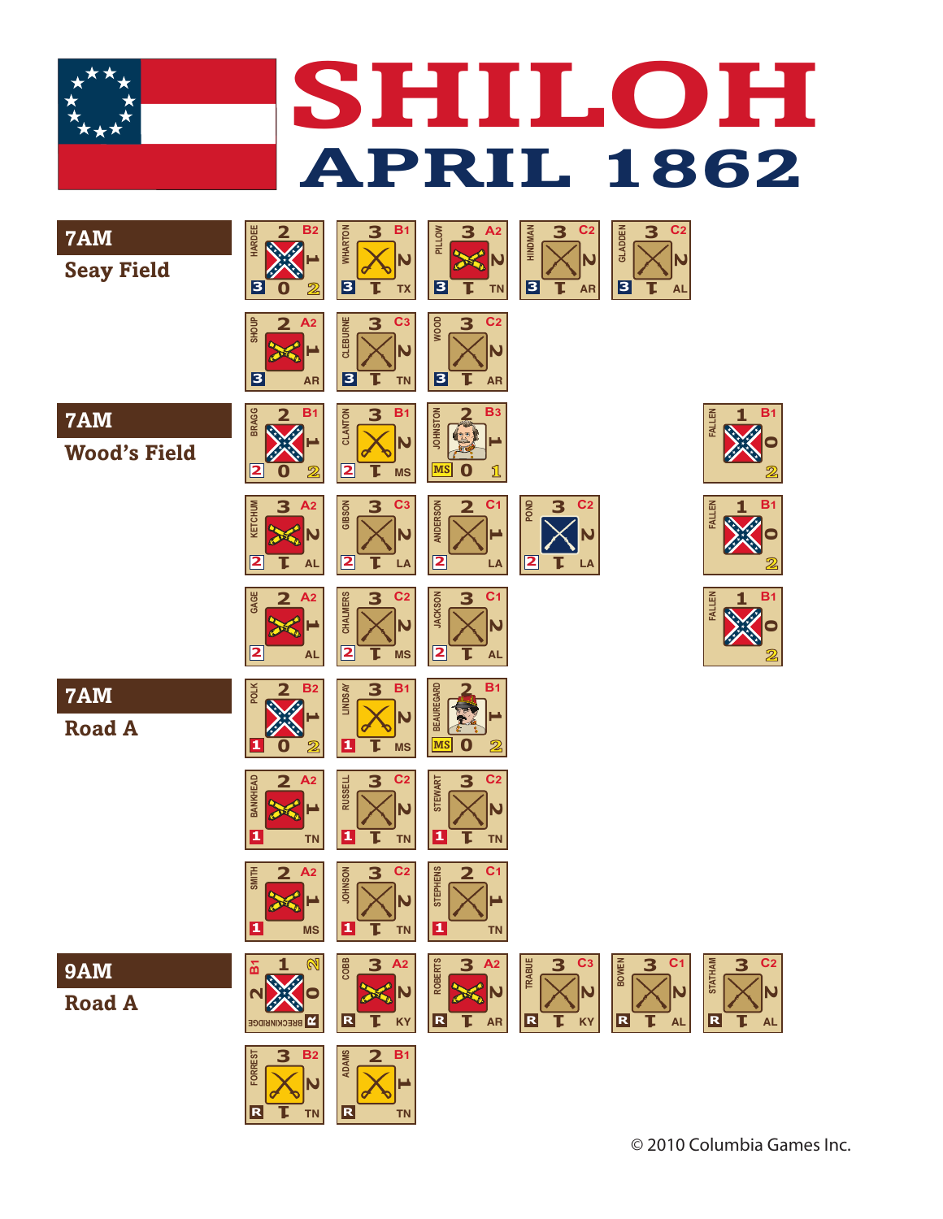# SHILOH

## APRIL 1862

**7AM**
**Seay Field**

HARDEE 2 B2 1 3 0 2
WHARTON 3 B1 2 3 TX
PILLOW 3 A2 2 3 TN
HINDMAN 3 C2 2 3 AR
GLADDEN 3 C2 2 3 AL
SHOUP 2 A2 1 3 AR
CLEBURNE 3 C3 2 3 TN
WOOD 3 C2 2 3 AR

**7AM**
**Wood's Field**

BRAGG 2 B1 1 2 0 2
CLANTON 3 B1 2 2 MS
JOHNSTON 2 B3 1 MS 0 1
FALLEN 1 B1 0 2
KETCHUM 3 A2 2 2 AL
GIBSON 3 C3 2 2 LA
ANDERSON 2 C1 1 2 LA
POND 3 C2 2 2 LA
FALLEN 1 B1 0 2
GAGE 2 A2 1 2 AL
CHALMERS 3 C2 2 2 MS
JACKSON 3 C1 2 2 AL
FALLEN 1 B1 0 2

**7AM**
**Road A**

POLK 2 B2 1 1 0 2
LINDSAY 3 B1 2 1 MS
BEAUREGARD 2 B1 1 MS 0 2
BANKHEAD 2 A2 1 1 TN
RUSSELL 3 C2 2 1 TN
STEWART 3 C2 2 1 TN
SMITH 2 A2 1 1 MS
JOHNSON 3 C2 2 1 TN
STEPHENS 2 C1 1 1 TN

**9AM**
**Road A**

BRECKINRIDGE 1 B1 2 0 2 R
COBB 3 A2 2 R KY
ROBERTS 3 A2 2 R AR
TRABUE 3 C3 2 R KY
BOWEN 3 C1 2 R AL
STATHAM 3 C2 2 R AL
FORREST 3 B2 2 R TN
ADAMS 2 B1 1 R TN

© 2010 Columbia Games Inc.